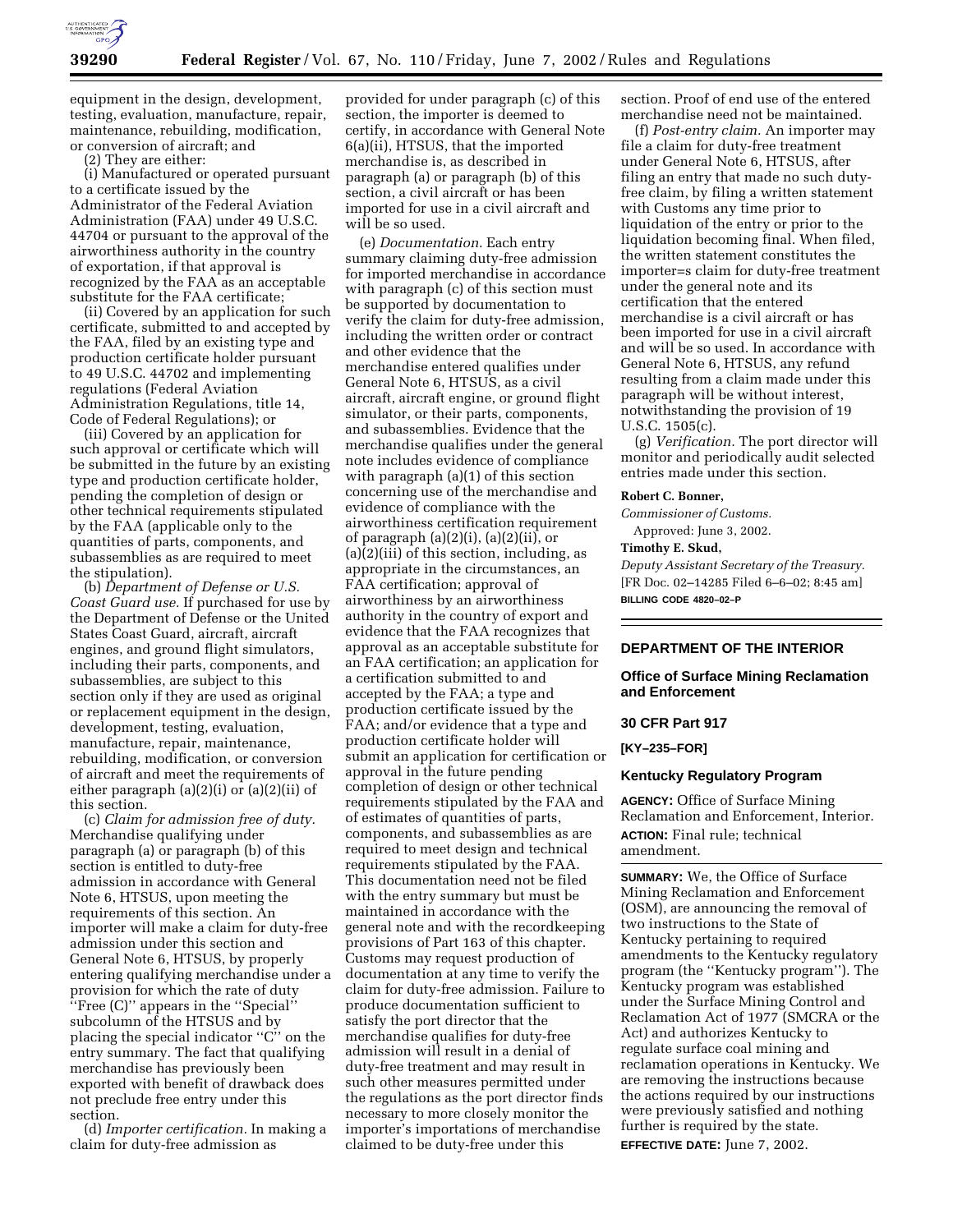equipment in the design, development, testing, evaluation, manufacture, repair, maintenance, rebuilding, modification, or conversion of aircraft; and

(2) They are either:

(i) Manufactured or operated pursuant to a certificate issued by the Administrator of the Federal Aviation Administration (FAA) under 49 U.S.C. 44704 or pursuant to the approval of the airworthiness authority in the country of exportation, if that approval is recognized by the FAA as an acceptable substitute for the FAA certificate;

(ii) Covered by an application for such certificate, submitted to and accepted by the FAA, filed by an existing type and production certificate holder pursuant to 49 U.S.C. 44702 and implementing regulations (Federal Aviation Administration Regulations, title 14, Code of Federal Regulations); or

(iii) Covered by an application for such approval or certificate which will be submitted in the future by an existing type and production certificate holder, pending the completion of design or other technical requirements stipulated by the FAA (applicable only to the quantities of parts, components, and subassemblies as are required to meet the stipulation).

(b) *Department of Defense or U.S. Coast Guard use.* If purchased for use by the Department of Defense or the United States Coast Guard, aircraft, aircraft engines, and ground flight simulators, including their parts, components, and subassemblies, are subject to this section only if they are used as original or replacement equipment in the design, development, testing, evaluation, manufacture, repair, maintenance, rebuilding, modification, or conversion of aircraft and meet the requirements of either paragraph (a)(2)(i) or (a)(2)(ii) of this section.

(c) *Claim for admission free of duty.* Merchandise qualifying under paragraph (a) or paragraph (b) of this section is entitled to duty-free admission in accordance with General Note 6, HTSUS, upon meeting the requirements of this section. An importer will make a claim for duty-free admission under this section and General Note 6, HTSUS, by properly entering qualifying merchandise under a provision for which the rate of duty "Free (C)" appears in the "Special" subcolumn of the HTSUS and by placing the special indicator "C" on the entry summary. The fact that qualifying merchandise has previously been exported with benefit of drawback does not preclude free entry under this section.

(d) *Importer certification.* In making a claim for duty-free admission as provided for under paragraph (c) of this section, the importer is deemed to certify, in accordance with General Note 6(a)(ii), HTSUS, that the imported merchandise is, as described in paragraph (a) or paragraph (b) of this section, a civil aircraft or has been imported for use in a civil aircraft and will be so used.

(e) *Documentation.* Each entry summary claiming duty-free admission for imported merchandise in accordance with paragraph (c) of this section must be supported by documentation to verify the claim for duty-free admission, including the written order or contract and other evidence that the merchandise entered qualifies under General Note 6, HTSUS, as a civil aircraft, aircraft engine, or ground flight simulator, or their parts, components, and subassemblies. Evidence that the merchandise qualifies under the general note includes evidence of compliance with paragraph (a)(1) of this section concerning use of the merchandise and evidence of compliance with the airworthiness certification requirement of paragraph (a)(2)(i), (a)(2)(ii), or (a)(2)(iii) of this section, including, as appropriate in the circumstances, an FAA certification; approval of airworthiness by an airworthiness authority in the country of export and evidence that the FAA recognizes that approval as an acceptable substitute for an FAA certification; an application for a certification submitted to and accepted by the FAA; a type and production certificate issued by the FAA; and/or evidence that a type and production certificate holder will submit an application for certification or approval in the future pending completion of design or other technical requirements stipulated by the FAA and of estimates of quantities of parts, components, and subassemblies as are required to meet design and technical requirements stipulated by the FAA. This documentation need not be filed with the entry summary but must be maintained in accordance with the general note and with the recordkeeping provisions of Part 163 of this chapter. Customs may request production of documentation at any time to verify the claim for duty-free admission. Failure to produce documentation sufficient to satisfy the port director that the merchandise qualifies for duty-free admission will result in a denial of duty-free treatment and may result in such other measures permitted under the regulations as the port director finds necessary to more closely monitor the importer's importations of merchandise claimed to be duty-free under this section. Proof of end use of the entered merchandise need not be maintained.

(f) *Post-entry claim.* An importer may file a claim for duty-free treatment under General Note 6, HTSUS, after filing an entry that made no such duty-free claim, by filing a written statement with Customs any time prior to liquidation of the entry or prior to the liquidation becoming final. When filed, the written statement constitutes the importer=s claim for duty-free treatment under the general note and its certification that the entered merchandise is a civil aircraft or has been imported for use in a civil aircraft and will be so used. In accordance with General Note 6, HTSUS, any refund resulting from a claim made under this paragraph will be without interest, notwithstanding the provision of 19 U.S.C. 1505(c).

(g) *Verification.* The port director will monitor and periodically audit selected entries made under this section.

**Robert C. Bonner,**

*Commissioner of Customs.*

Approved: June 3, 2002.

**Timothy E. Skud,**

*Deputy Assistant Secretary of the Treasury.*

[FR Doc. 02–14285 Filed 6–6–02; 8:45 am]

**BILLING CODE 4820–02–P**

## DEPARTMENT OF THE INTERIOR

### Office of Surface Mining Reclamation and Enforcement

### 30 CFR Part 917

### [KY–235–FOR]

### Kentucky Regulatory Program

**AGENCY:** Office of Surface Mining Reclamation and Enforcement, Interior.

**ACTION:** Final rule; technical amendment.

**SUMMARY:** We, the Office of Surface Mining Reclamation and Enforcement (OSM), are announcing the removal of two instructions to the State of Kentucky pertaining to required amendments to the Kentucky regulatory program (the "Kentucky program"). The Kentucky program was established under the Surface Mining Control and Reclamation Act of 1977 (SMCRA or the Act) and authorizes Kentucky to regulate surface coal mining and reclamation operations in Kentucky. We are removing the instructions because the actions required by our instructions were previously satisfied and nothing further is required by the state.

**EFFECTIVE DATE:** June 7, 2002.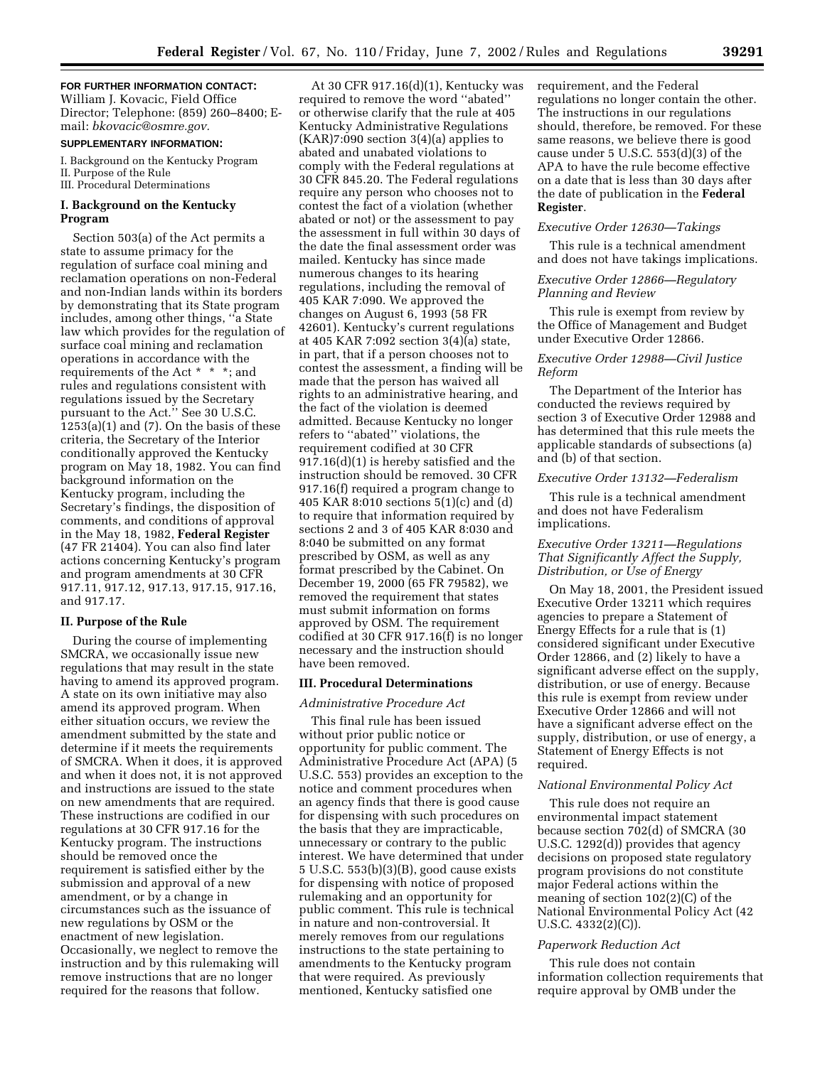**FOR FURTHER INFORMATION CONTACT:** William J. Kovacic, Field Office Director; Telephone: (859) 260–8400; E-mail: *bkovacic@osmre.gov.*

**SUPPLEMENTARY INFORMATION:**

I. Background on the Kentucky Program
II. Purpose of the Rule
III. Procedural Determinations

## I. Background on the Kentucky Program

Section 503(a) of the Act permits a state to assume primacy for the regulation of surface coal mining and reclamation operations on non-Federal and non-Indian lands within its borders by demonstrating that its State program includes, among other things, ''a State law which provides for the regulation of surface coal mining and reclamation operations in accordance with the requirements of the Act * * *; and rules and regulations consistent with regulations issued by the Secretary pursuant to the Act.'' See 30 U.S.C. 1253(a)(1) and (7). On the basis of these criteria, the Secretary of the Interior conditionally approved the Kentucky program on May 18, 1982. You can find background information on the Kentucky program, including the Secretary's findings, the disposition of comments, and conditions of approval in the May 18, 1982, **Federal Register** (47 FR 21404). You can also find later actions concerning Kentucky's program and program amendments at 30 CFR 917.11, 917.12, 917.13, 917.15, 917.16, and 917.17.

## II. Purpose of the Rule

During the course of implementing SMCRA, we occasionally issue new regulations that may result in the state having to amend its approved program. A state on its own initiative may also amend its approved program. When either situation occurs, we review the amendment submitted by the state and determine if it meets the requirements of SMCRA. When it does, it is approved and when it does not, it is not approved and instructions are issued to the state on new amendments that are required. These instructions are codified in our regulations at 30 CFR 917.16 for the Kentucky program. The instructions should be removed once the requirement is satisfied either by the submission and approval of a new amendment, or by a change in circumstances such as the issuance of new regulations by OSM or the enactment of new legislation. Occasionally, we neglect to remove the instruction and by this rulemaking will remove instructions that are no longer required for the reasons that follow.

At 30 CFR 917.16(d)(1), Kentucky was required to remove the word ''abated'' or otherwise clarify that the rule at 405 Kentucky Administrative Regulations (KAR)7:090 section 3(4)(a) applies to abated and unabated violations to comply with the Federal regulations at 30 CFR 845.20. The Federal regulations require any person who chooses not to contest the fact of a violation (whether abated or not) or the assessment to pay the assessment in full within 30 days of the date the final assessment order was mailed. Kentucky has since made numerous changes to its hearing regulations, including the removal of 405 KAR 7:090. We approved the changes on August 6, 1993 (58 FR 42601). Kentucky's current regulations at 405 KAR 7:092 section 3(4)(a) state, in part, that if a person chooses not to contest the assessment, a finding will be made that the person has waived all rights to an administrative hearing, and the fact of the violation is deemed admitted. Because Kentucky no longer refers to ''abated'' violations, the requirement codified at 30 CFR 917.16(d)(1) is hereby satisfied and the instruction should be removed. 30 CFR 917.16(f) required a program change to 405 KAR 8:010 sections 5(1)(c) and (d) to require that information required by sections 2 and 3 of 405 KAR 8:030 and 8:040 be submitted on any format prescribed by OSM, as well as any format prescribed by the Cabinet. On December 19, 2000 (65 FR 79582), we removed the requirement that states must submit information on forms approved by OSM. The requirement codified at 30 CFR 917.16(f) is no longer necessary and the instruction should have been removed.

## III. Procedural Determinations

### *Administrative Procedure Act*

This final rule has been issued without prior public notice or opportunity for public comment. The Administrative Procedure Act (APA) (5 U.S.C. 553) provides an exception to the notice and comment procedures when an agency finds that there is good cause for dispensing with such procedures on the basis that they are impracticable, unnecessary or contrary to the public interest. We have determined that under 5 U.S.C. 553(b)(3)(B), good cause exists for dispensing with notice of proposed rulemaking and an opportunity for public comment. This rule is technical in nature and non-controversial. It merely removes from our regulations instructions to the state pertaining to amendments to the Kentucky program that were required. As previously mentioned, Kentucky satisfied one requirement, and the Federal regulations no longer contain the other. The instructions in our regulations should, therefore, be removed. For these same reasons, we believe there is good cause under 5 U.S.C. 553(d)(3) of the APA to have the rule become effective on a date that is less than 30 days after the date of publication in the **Federal Register**.

### *Executive Order 12630—Takings*

This rule is a technical amendment and does not have takings implications.

### *Executive Order 12866—Regulatory Planning and Review*

This rule is exempt from review by the Office of Management and Budget under Executive Order 12866.

### *Executive Order 12988—Civil Justice Reform*

The Department of the Interior has conducted the reviews required by section 3 of Executive Order 12988 and has determined that this rule meets the applicable standards of subsections (a) and (b) of that section.

### *Executive Order 13132—Federalism*

This rule is a technical amendment and does not have Federalism implications.

### *Executive Order 13211—Regulations That Significantly Affect the Supply, Distribution, or Use of Energy*

On May 18, 2001, the President issued Executive Order 13211 which requires agencies to prepare a Statement of Energy Effects for a rule that is (1) considered significant under Executive Order 12866, and (2) likely to have a significant adverse effect on the supply, distribution, or use of energy. Because this rule is exempt from review under Executive Order 12866 and will not have a significant adverse effect on the supply, distribution, or use of energy, a Statement of Energy Effects is not required.

### *National Environmental Policy Act*

This rule does not require an environmental impact statement because section 702(d) of SMCRA (30 U.S.C. 1292(d)) provides that agency decisions on proposed state regulatory program provisions do not constitute major Federal actions within the meaning of section 102(2)(C) of the National Environmental Policy Act (42 U.S.C. 4332(2)(C)).

### *Paperwork Reduction Act*

This rule does not contain information collection requirements that require approval by OMB under the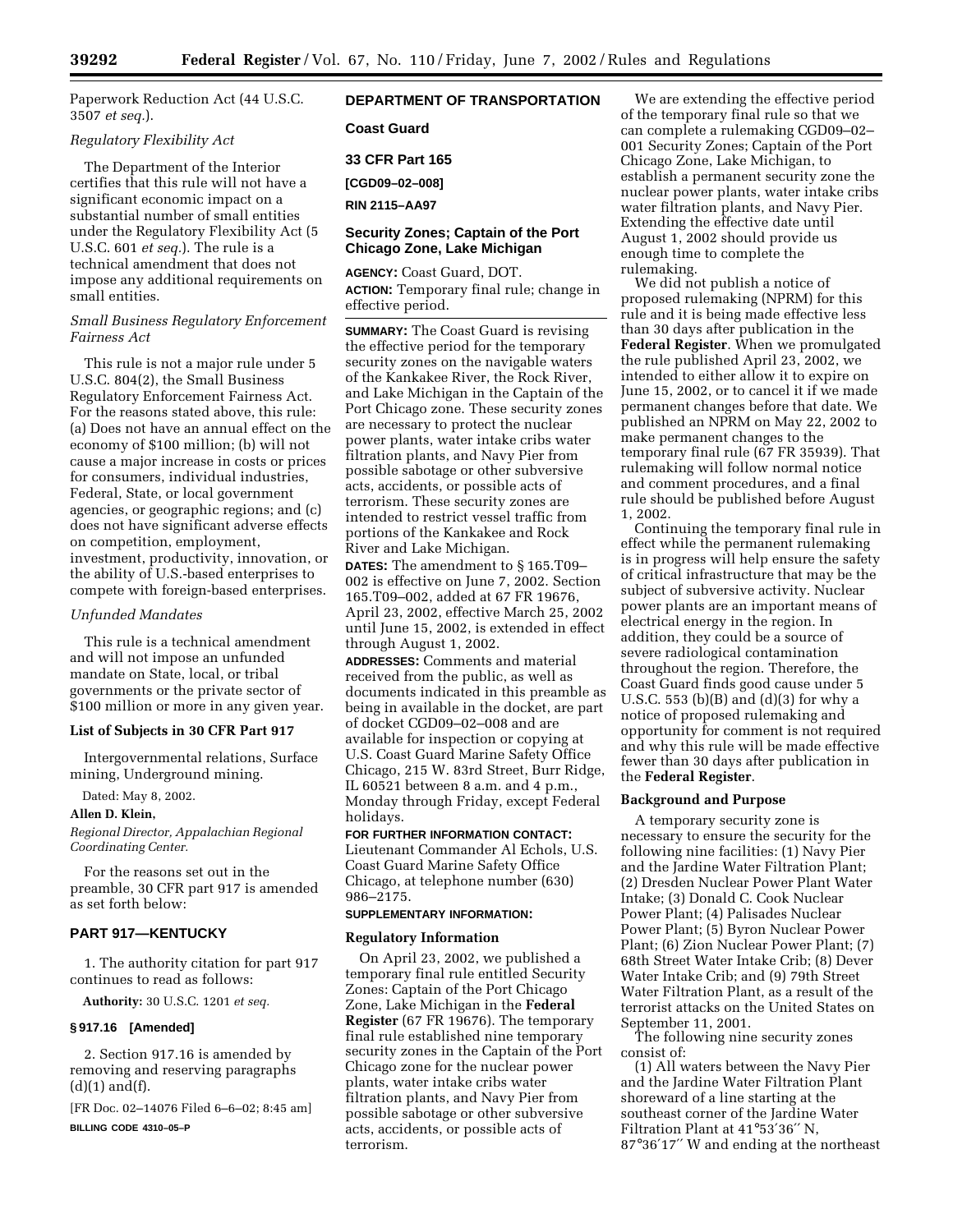Paperwork Reduction Act (44 U.S.C. 3507 *et seq.*).

*Regulatory Flexibility Act*

The Department of the Interior certifies that this rule will not have a significant economic impact on a substantial number of small entities under the Regulatory Flexibility Act (5 U.S.C. 601 *et seq.*). The rule is a technical amendment that does not impose any additional requirements on small entities.

*Small Business Regulatory Enforcement Fairness Act*

This rule is not a major rule under 5 U.S.C. 804(2), the Small Business Regulatory Enforcement Fairness Act. For the reasons stated above, this rule: (a) Does not have an annual effect on the economy of $100 million; (b) will not cause a major increase in costs or prices for consumers, individual industries, Federal, State, or local government agencies, or geographic regions; and (c) does not have significant adverse effects on competition, employment, investment, productivity, innovation, or the ability of U.S.-based enterprises to compete with foreign-based enterprises.

*Unfunded Mandates*

This rule is a technical amendment and will not impose an unfunded mandate on State, local, or tribal governments or the private sector of $100 million or more in any given year.

**List of Subjects in 30 CFR Part 917**

Intergovernmental relations, Surface mining, Underground mining.

Dated: May 8, 2002.

**Allen D. Klein,**

*Regional Director, Appalachian Regional Coordinating Center.*

For the reasons set out in the preamble, 30 CFR part 917 is amended as set forth below:

## PART 917—KENTUCKY

1. The authority citation for part 917 continues to read as follows:

**Authority:** 30 U.S.C. 1201 *et seq.*

**§ 917.16 [Amended]**

2. Section 917.16 is amended by removing and reserving paragraphs (d)(1) and(f).

[FR Doc. 02–14076 Filed 6–6–02; 8:45 am]

**BILLING CODE 4310–05–P**

## DEPARTMENT OF TRANSPORTATION

## Coast Guard

## 33 CFR Part 165

**[CGD09–02–008]**

**RIN 2115–AA97**

## Security Zones; Captain of the Port Chicago Zone, Lake Michigan

**AGENCY:** Coast Guard, DOT.

**ACTION:** Temporary final rule; change in effective period.

**SUMMARY:** The Coast Guard is revising the effective period for the temporary security zones on the navigable waters of the Kankakee River, the Rock River, and Lake Michigan in the Captain of the Port Chicago zone. These security zones are necessary to protect the nuclear power plants, water intake cribs water filtration plants, and Navy Pier from possible sabotage or other subversive acts, accidents, or possible acts of terrorism. These security zones are intended to restrict vessel traffic from portions of the Kankakee and Rock River and Lake Michigan.

**DATES:** The amendment to § 165.T09–002 is effective on June 7, 2002. Section 165.T09–002, added at 67 FR 19676, April 23, 2002, effective March 25, 2002 until June 15, 2002, is extended in effect through August 1, 2002.

**ADDRESSES:** Comments and material received from the public, as well as documents indicated in this preamble as being in available in the docket, are part of docket CGD09–02–008 and are available for inspection or copying at U.S. Coast Guard Marine Safety Office Chicago, 215 W. 83rd Street, Burr Ridge, IL 60521 between 8 a.m. and 4 p.m., Monday through Friday, except Federal holidays.

**FOR FURTHER INFORMATION CONTACT:** Lieutenant Commander Al Echols, U.S. Coast Guard Marine Safety Office Chicago, at telephone number (630) 986–2175.

**SUPPLEMENTARY INFORMATION:**

**Regulatory Information**

On April 23, 2002, we published a temporary final rule entitled Security Zones: Captain of the Port Chicago Zone, Lake Michigan in the **Federal Register** (67 FR 19676). The temporary final rule established nine temporary security zones in the Captain of the Port Chicago zone for the nuclear power plants, water intake cribs water filtration plants, and Navy Pier from possible sabotage or other subversive acts, accidents, or possible acts of terrorism.

We are extending the effective period of the temporary final rule so that we can complete a rulemaking CGD09–02–001 Security Zones; Captain of the Port Chicago Zone, Lake Michigan, to establish a permanent security zone the nuclear power plants, water intake cribs water filtration plants, and Navy Pier. Extending the effective date until August 1, 2002 should provide us enough time to complete the rulemaking.

We did not publish a notice of proposed rulemaking (NPRM) for this rule and it is being made effective less than 30 days after publication in the **Federal Register**. When we promulgated the rule published April 23, 2002, we intended to either allow it to expire on June 15, 2002, or to cancel it if we made permanent changes before that date. We published an NPRM on May 22, 2002 to make permanent changes to the temporary final rule (67 FR 35939). That rulemaking will follow normal notice and comment procedures, and a final rule should be published before August 1, 2002.

Continuing the temporary final rule in effect while the permanent rulemaking is in progress will help ensure the safety of critical infrastructure that may be the subject of subversive activity. Nuclear power plants are an important means of electrical energy in the region. In addition, they could be a source of severe radiological contamination throughout the region. Therefore, the Coast Guard finds good cause under 5 U.S.C. 553 (b)(B) and (d)(3) for why a notice of proposed rulemaking and opportunity for comment is not required and why this rule will be made effective fewer than 30 days after publication in the **Federal Register**.

**Background and Purpose**

A temporary security zone is necessary to ensure the security for the following nine facilities: (1) Navy Pier and the Jardine Water Filtration Plant; (2) Dresden Nuclear Power Plant Water Intake; (3) Donald C. Cook Nuclear Power Plant; (4) Palisades Nuclear Power Plant; (5) Byron Nuclear Power Plant; (6) Zion Nuclear Power Plant; (7) 68th Street Water Intake Crib; (8) Dever Water Intake Crib; and (9) 79th Street Water Filtration Plant, as a result of the terrorist attacks on the United States on September 11, 2001.

The following nine security zones consist of:

(1) All waters between the Navy Pier and the Jardine Water Filtration Plant shoreward of a line starting at the southeast corner of the Jardine Water Filtration Plant at 41°53′36′′ N, 87°36′17′′ W and ending at the northeast